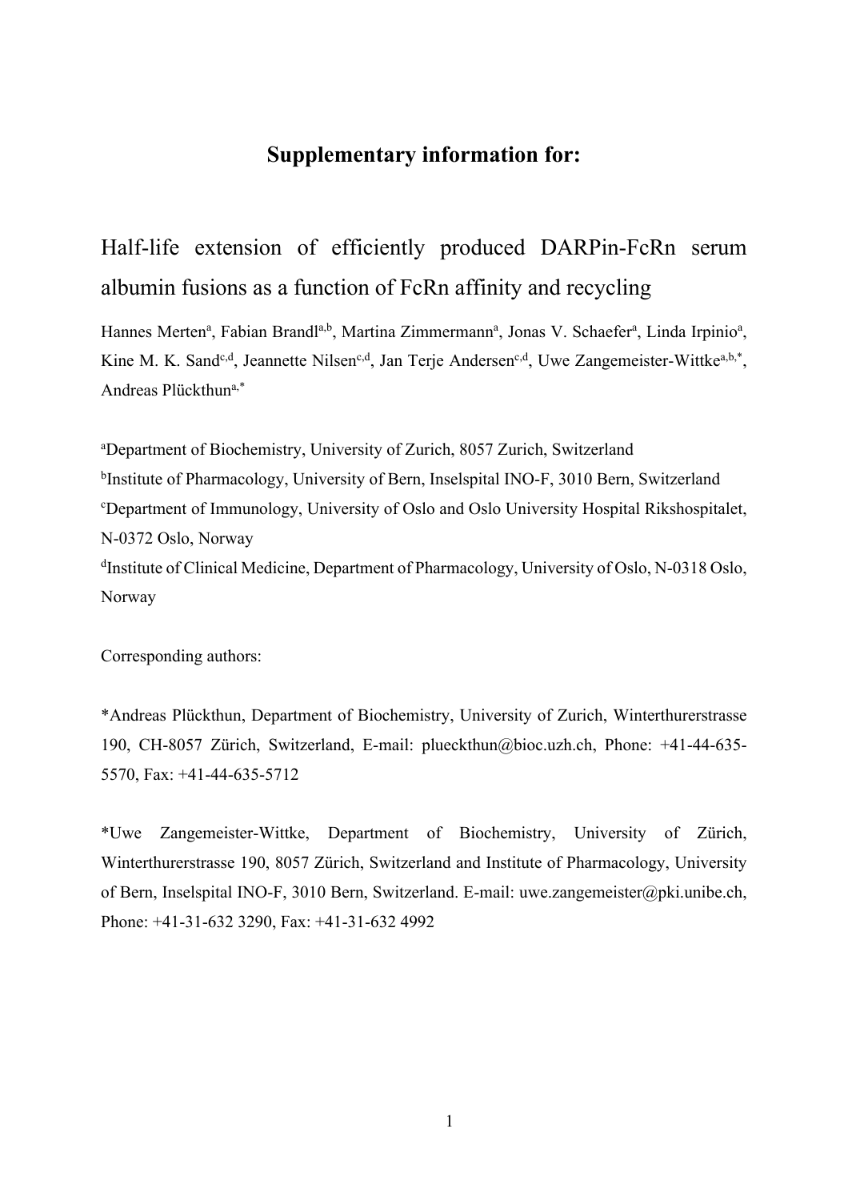# Supplementary information for:

## Half-life extension of efficiently produced DARPin-FcRn serum albumin fusions as a function of FcRn affinity and recycling

Hannes Merten[a], Fabian Brandl[a,b], Martina Zimmermann[a], Jonas V. Schaefer[a], Linda Irpinio[a], Kine M. K. Sand[c,d], Jeannette Nilsen[c,d], Jan Terje Andersen[c,d], Uwe Zangemeister-Wittke[a,b,*], Andreas Plückthun[a,*]

[a]Department of Biochemistry, University of Zurich, 8057 Zurich, Switzerland

[b]Institute of Pharmacology, University of Bern, Inselspital INO-F, 3010 Bern, Switzerland

[c]Department of Immunology, University of Oslo and Oslo University Hospital Rikshospitalet, N-0372 Oslo, Norway

[d]Institute of Clinical Medicine, Department of Pharmacology, University of Oslo, N-0318 Oslo, Norway

Corresponding authors:

*Andreas Plückthun, Department of Biochemistry, University of Zurich, Winterthurerstrasse 190, CH-8057 Zürich, Switzerland, E-mail: plueckthun@bioc.uzh.ch, Phone: +41-44-635-5570, Fax: +41-44-635-5712

*Uwe Zangemeister-Wittke, Department of Biochemistry, University of Zürich, Winterthurerstrasse 190, 8057 Zürich, Switzerland and Institute of Pharmacology, University of Bern, Inselspital INO-F, 3010 Bern, Switzerland. E-mail: uwe.zangemeister@pki.unibe.ch, Phone: +41-31-632 3290, Fax: +41-31-632 4992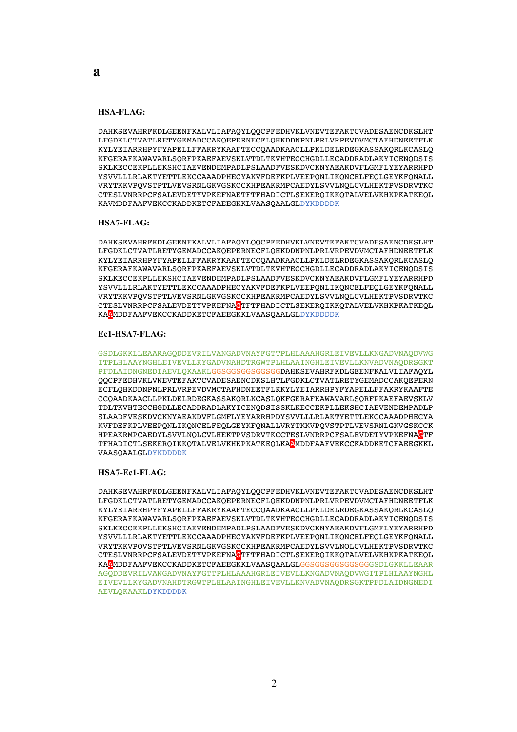**a**

**HSA-FLAG:**

```
DAHKSEVAHRFKDLGEENFKALVLIAFAQYLQQCPFEDHVKLVNEVTEFAKTCVADESAENCDKSLHT
LFGDKLCTVATLRETYGEMADCCAKQEPERNECFLQHKDDNPNLPRLVRPEVDVMCTAFHDNEETFLK
KYLYEIARRHPYFYAPELLFFAKRYKAAFTECCQAADKAACLLPKLDELRDEGKASSAKQRLKCASLQ
KFGERAFKAWAVARLSQRFPKAEFAEVSKLVTDLTKVHTECCHGDLLECADDRADLAKYICENQDSIS
SKLKECCEKPLLEKSHCIAEVENDEMPADLPSLAADFVESKDVCKNYAEAKDVFLGMFLYEYARRHPD
YSVVLLLRLAKTYETTLEKCCAAADPHECYAKVFDEFKPLVEEPQNLIKQNCELFEQLGEYKFQNALL
VRYTKKVPQVSTPTLVEVSRNLGKVGSKCCKHPEAKRMPCAEDYLSVVLNQLCVLHEKTPVSDRVTKC
CTESLVNRRPCFSALEVDETYVPKEFNAETFTFHADICTLSEKERQIKKQTALVELVKHKPKATKEQL
KAVMDDFAAFVEKCCKADDKETCFAEEGKKLVAASQAALGLDYKDDDDK
```

**HSA7-FLAG:**

```
DAHKSEVAHRFKDLGEENFKALVLIAFAQYLQQCPFEDHVKLVNEVTEFAKTCVADESAENCDKSLHT
LFGDKLCTVATLRETYGEMADCCAKQEPERNECFLQHKDDNPNLPRLVRPEVDVMCTAFHDNEETFLK
KYLYEIARRHPYFYAPELLFFAKRYKAAFTECCQAADKAACLLPKLDELRDEGKASSAKQRLKCASLQ
KFGERAFKAWAVARLSQRFPKAEFAEVSKLVTDLTKVHTECCHGDLLECADDRADLAKYICENQDSIS
SKLKECCEKPLLEKSHCIAEVENDEMPADLPSLAADFVESKDVCKNYAEAKDVFLGMFLYEYARRHPD
YSVVLLLRLAKTYETTLEKCCAAADPHECYAKVFDEFKPLVEEPQNLIKQNCELFEQLGEYKFQNALL
VRYTKKVPQVSTPTLVEVSRNLGKVGSKCCKHPEAKRMPCAEDYLSVVLNQLCVLHEKTPVSDRVTKC
CTESLVNRRPCFSALEVDETYVPKEFNACTFTFHADICTLSEKERQIKKQTALVELVKHKPKATKEQL
KAAMDDFAAFVEKCCKADDKETCFAEEGKKLVAASQAALGLDYKDDDDK
```

**Ec1-HSA7-FLAG:**

```
GSDLGKKLLEAARAGQDDEVRILVANGADVNAYFGTTPLHLAAAHGRLEIVEVLLKNGADVNAQDVWG
ITPLHLAAYNGHLEIVEVLLKYGADVNAHDTRGWTPLHLAAINGHLEIVEVLLKNVADVNAQDRSGKT
PFDLAIDNGNEDIAEVLQKAAKLGGSGGSGGSGGSGGDAHKSEVAHRFKDLGEENFKALVLIAFAQYL
QQCPFEDHVKLVNEVTEFAKTCVADESAENCDKSLHTLFGDKLCTVATLRETYGEMADCCAKQEPERN
ECFLQHKDDNPNLPRLVRPEVDVMCTAFHDNEETFLKKYLYEIARRHPYFYAPELLFFAKRYKAAFTE
CCQAADKAACLLPKLDELRDEGKASSAKQRLKCASLQKFGERAFKAWAVARLSQRFPKAEFAEVSKLV
TDLTKVHTECCHGDLLECADDRADLAKYICENQDSISSKLKECCEKPLLEKSHCIAEVENDEMPADLP
SLAADFVESKDVCKNYAEAKDVFLGMFLYEYARRHPDYSVVLLLRLAKTYETTLEKCCAAADPHECYA
KVFDEFKPLVEEPQNLIKQNCELFEQLGEYKFQNALLVRYTKKVPQVSTPTLVEVSRNLGKVGSKCCK
HPEAKRMPCAEDYLSVVLNQLCVLHEKTPVSDRVTKCCTESLVNRRPCFSALEVDETYVPKEFNACTF
TFHADICTLSEKERQIKKQTALVELVKHKPKATKEQLKAAMDDFAAFVEKCCKADDKETCFAEEGKKL
VAASQAALGLDYKDDDDK
```

**HSA7-Ec1-FLAG:**

```
DAHKSEVAHRFKDLGEENFKALVLIAFAQYLQQCPFEDHVKLVNEVTEFAKTCVADESAENCDKSLHT
LFGDKLCTVATLRETYGEMADCCAKQEPERNECFLQHKDDNPNLPRLVRPEVDVMCTAFHDNEETFLK
KYLYEIARRHPYFYAPELLFFAKRYKAAFTECCQAADKAACLLPKLDELRDEGKASSAKQRLKCASLQ
KFGERAFKAWAVARLSQRFPKAEFAEVSKLVTDLTKVHTECCHGDLLECADDRADLAKYICENQDSIS
SKLKECCEKPLLEKSHCIAEVENDEMPADLPSLAADFVESKDVCKNYAEAKDVFLGMFLYEYARRHPD
YSVVLLLRLAKTYETTLEKCCAAADPHECYAKVFDEFKPLVEEPQNLIKQNCELFEQLGEYKFQNALL
VRYTKKVPQVSTPTLVEVSRNLGKVGSKCCKHPEAKRMPCAEDYLSVVLNQLCVLHEKTPVSDRVTKC
CTESLVNRRPCFSALEVDETYVPKEFNACTFTFHADICTLSEKERQIKKQTALVELVKHKPKATKEQL
KAAMDDFAAFVEKCCKADDKETCFAEEGKKLVAASQAALGLGGSGGSGGSGGSGGGSDLGKKLLEAAR
AGQDDEVRILVANGADVNAYFGTTPLHLAAAHGRLEIVEVLLKNGADVNAQDVWGITPLHLAAYNGHL
EIVEVLLKYGADVNAHDTRGWTPLHLAAINGHLEIVEVLLKNVADVNAQDRSGKTPFDLAIDNGNEDI
AEVLQKAAKLDYKDDDDK
```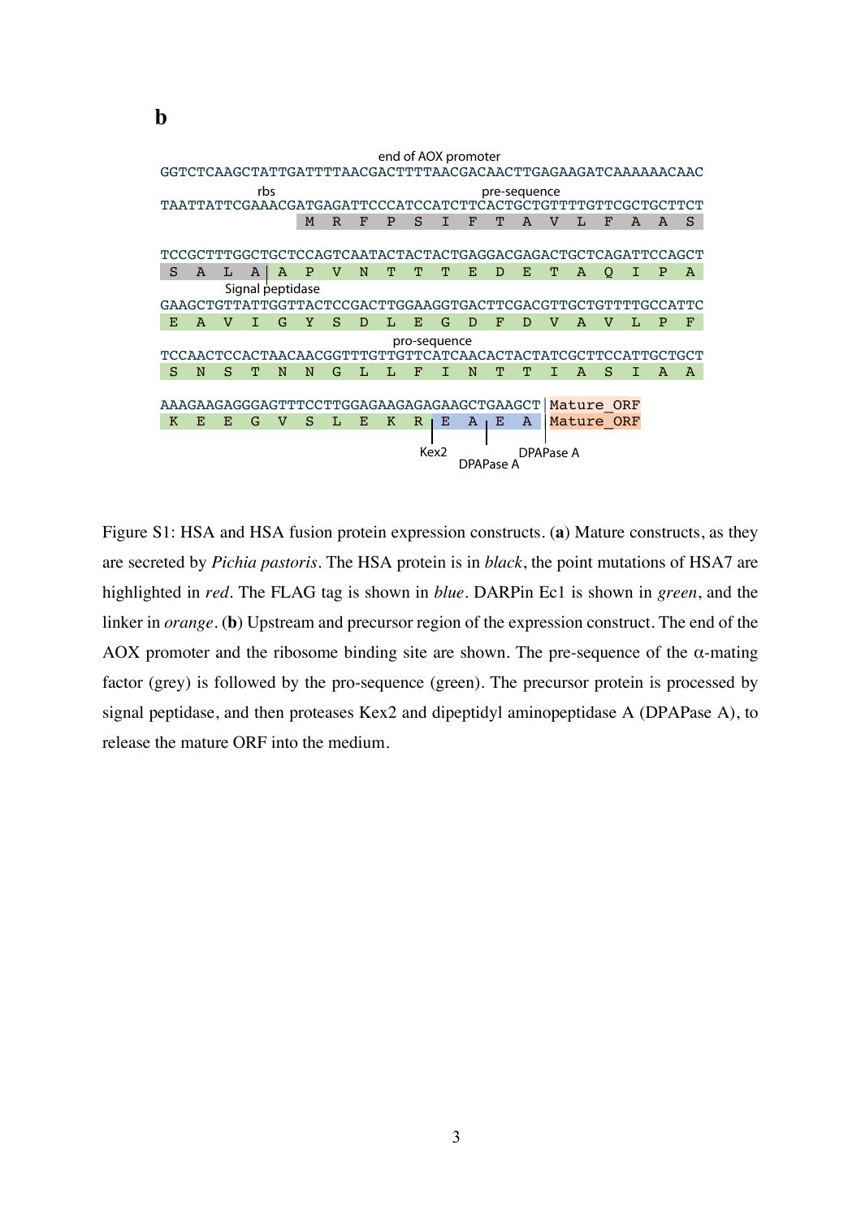**b**

```
                              end of AOX promoter
GGTCTCAAGCTATTGATTTTAACGACTTTTAACGACAACTTGAGAAGATCAAAAAACAAC
           rbs                               pre-sequence
TAATTATTCGAAACGATGAGATTTCCCATCCATCTTCACTGCTGTTTTGTTCGCTGCTTCT
                M  R  F  P  S  I  F  T  A  V  L  F  A  A  S

TCCGCTTTGGCTGCTCCAGTCAATACTACTACTGAGGACGAGACTGCTCAGATTCCAGCT
 S  A  L  A| A  P  V  N  T  T  T  E  D  E  T  A  Q  I  P  A
        Signal peptidase
GAAGCTGTTATTGGTTACTCCGACTTGGAAGGTGACTTCGACGTTGCTGTTTTGCCATTC
 E  A  V  I  G  Y  S  D  L  E  G  D  F  D  V  A  V  L  P  F
                              pro-sequence
TCCAACTCCACTAACAACGGTTTGTTGTTCATCAACACTACTATCGCTTCCATTGCTGCT
 S  N  S  T  N  N  G  L  L  F  I  N  T  T  I  A  S  I  A  A

AAAGAAGAGGGAGTTTCCTTGGAGAAGAGAGAAGCTGAAGCT| Mature_ORF
 K  E  E  G  V  S  L  E  K  R | E  A | E  A | Mature_ORF

                              Kex2        DPAPase A
                                   DPAPase A
```

Figure S1: HSA and HSA fusion protein expression constructs. (**a**) Mature constructs, as they are secreted by *Pichia pastoris*. The HSA protein is in *black*, the point mutations of HSA7 are highlighted in *red*. The FLAG tag is shown in *blue*. DARPin Ec1 is shown in *green*, and the linker in *orange*. (**b**) Upstream and precursor region of the expression construct. The end of the AOX promoter and the ribosome binding site are shown. The pre-sequence of the α-mating factor (grey) is followed by the pro-sequence (green). The precursor protein is processed by signal peptidase, and then proteases Kex2 and dipeptidyl aminopeptidase A (DPAPase A), to release the mature ORF into the medium.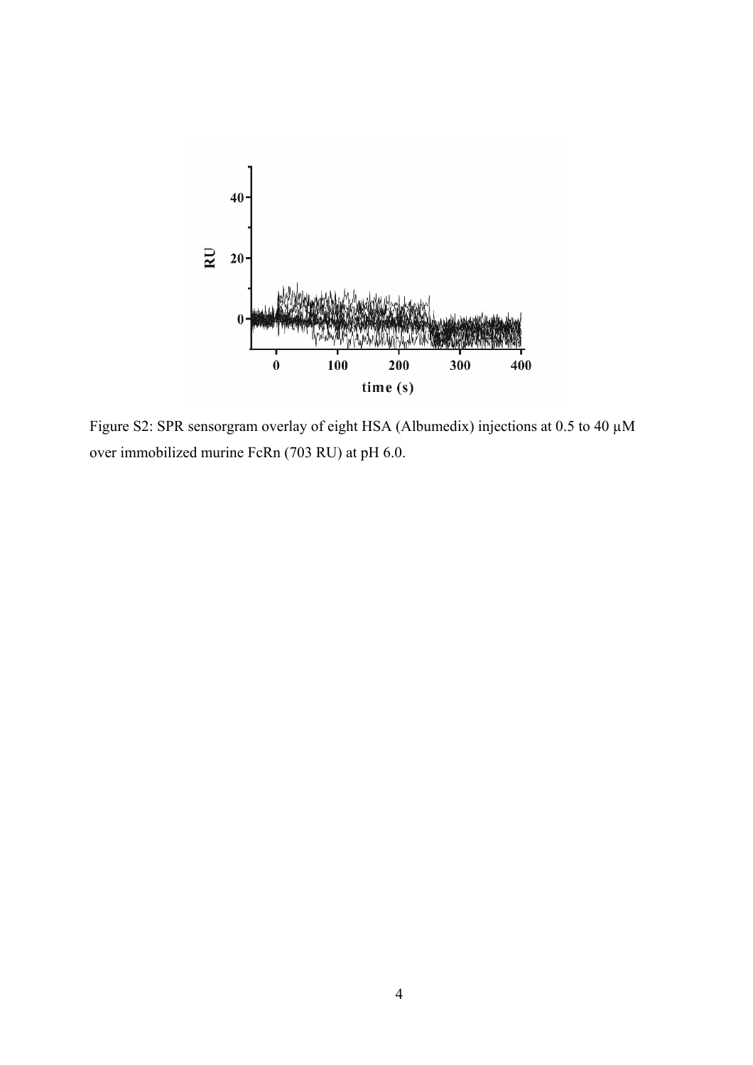Figure S2: SPR sensorgram overlay of eight HSA (Albumedix) injections at 0.5 to 40 µM over immobilized murine FcRn (703 RU) at pH 6.0.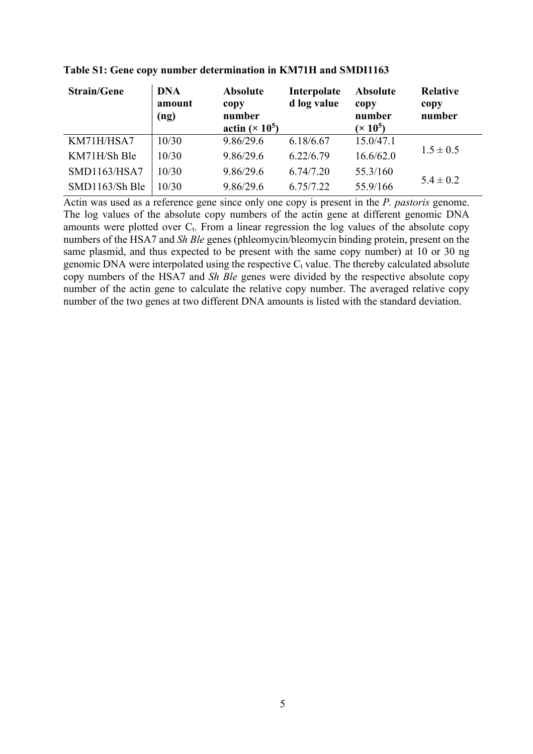**Table S1: Gene copy number determination in KM71H and SMDI1163**

| Strain/Gene | DNA amount (ng) | Absolute copy number actin ($\times 10^5$) | Interpolated log value | Absolute copy number ($\times 10^5$) | Relative copy number |
|---|---|---|---|---|---|
| KM71H/HSA7 | 10/30 | 9.86/29.6 | 6.18/6.67 | 15.0/47.1 | $1.5 \pm 0.5$ |
| KM71H/Sh Ble | 10/30 | 9.86/29.6 | 6.22/6.79 | 16.6/62.0 | |
| SMD1163/HSA7 | 10/30 | 9.86/29.6 | 6.74/7.20 | 55.3/160 | $5.4 \pm 0.2$ |
| SMD1163/Sh Ble | 10/30 | 9.86/29.6 | 6.75/7.22 | 55.9/166 | |

Actin was used as a reference gene since only one copy is present in the *P. pastoris* genome. The log values of the absolute copy numbers of the actin gene at different genomic DNA amounts were plotted over $C_t$. From a linear regression the log values of the absolute copy numbers of the HSA7 and *Sh Ble* genes (phleomycin/bleomycin binding protein, present on the same plasmid, and thus expected to be present with the same copy number) at 10 or 30 ng genomic DNA were interpolated using the respective $C_t$ value. The thereby calculated absolute copy numbers of the HSA7 and *Sh Ble* genes were divided by the respective absolute copy number of the actin gene to calculate the relative copy number. The averaged relative copy number of the two genes at two different DNA amounts is listed with the standard deviation.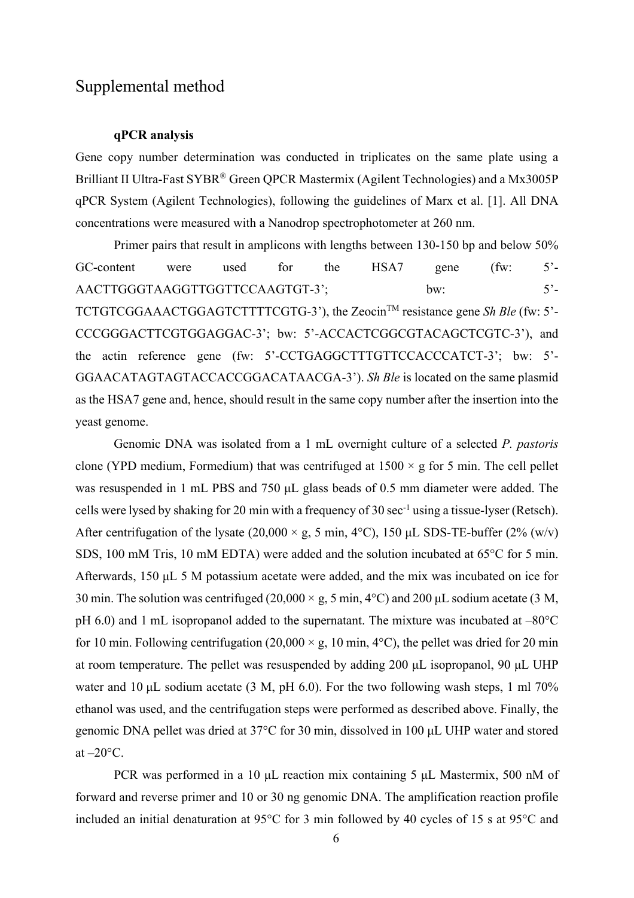# Supplemental method

### qPCR analysis

Gene copy number determination was conducted in triplicates on the same plate using a Brilliant II Ultra-Fast SYBR® Green QPCR Mastermix (Agilent Technologies) and a Mx3005P qPCR System (Agilent Technologies), following the guidelines of Marx et al. [1]. All DNA concentrations were measured with a Nanodrop spectrophotometer at 260 nm.

Primer pairs that result in amplicons with lengths between 130-150 bp and below 50% GC-content were used for the HSA7 gene (fw: 5’-AACTTGGGTAAGGTTGGTTCCAAGTGT-3’; bw: 5’-TCTGTCGGAAACTGGAGTCTTTTCGTG-3’), the Zeocin™ resistance gene *Sh Ble* (fw: 5’-CCCGGGACTTCGTGGAGGAC-3’; bw: 5’-ACCACTCGGCGTACAGCTCGTC-3’), and the actin reference gene (fw: 5’-CCTGAGGCTTTGTTCCACCCATCT-3’; bw: 5’-GGAACATAGTAGTACCACCGGACATAACGA-3’). *Sh Ble* is located on the same plasmid as the HSA7 gene and, hence, should result in the same copy number after the insertion into the yeast genome.

Genomic DNA was isolated from a 1 mL overnight culture of a selected *P. pastoris* clone (YPD medium, Formedium) that was centrifuged at 1500 × g for 5 min. The cell pellet was resuspended in 1 mL PBS and 750 µL glass beads of 0.5 mm diameter were added. The cells were lysed by shaking for 20 min with a frequency of 30 $sec^{-1}$ using a tissue-lyser (Retsch). After centrifugation of the lysate (20,000 × g, 5 min, 4°C), 150 µL SDS-TE-buffer (2% (w/v) SDS, 100 mM Tris, 10 mM EDTA) were added and the solution incubated at 65°C for 5 min. Afterwards, 150 µL 5 M potassium acetate were added, and the mix was incubated on ice for 30 min. The solution was centrifuged (20,000 × g, 5 min, 4°C) and 200 µL sodium acetate (3 M, pH 6.0) and 1 mL isopropanol added to the supernatant. The mixture was incubated at –80°C for 10 min. Following centrifugation (20,000 × g, 10 min, 4°C), the pellet was dried for 20 min at room temperature. The pellet was resuspended by adding 200 µL isopropanol, 90 µL UHP water and 10 µL sodium acetate (3 M, pH 6.0). For the two following wash steps, 1 ml 70% ethanol was used, and the centrifugation steps were performed as described above. Finally, the genomic DNA pellet was dried at 37°C for 30 min, dissolved in 100 µL UHP water and stored at –20°C.

PCR was performed in a 10 µL reaction mix containing 5 µL Mastermix, 500 nM of forward and reverse primer and 10 or 30 ng genomic DNA. The amplification reaction profile included an initial denaturation at 95°C for 3 min followed by 40 cycles of 15 s at 95°C and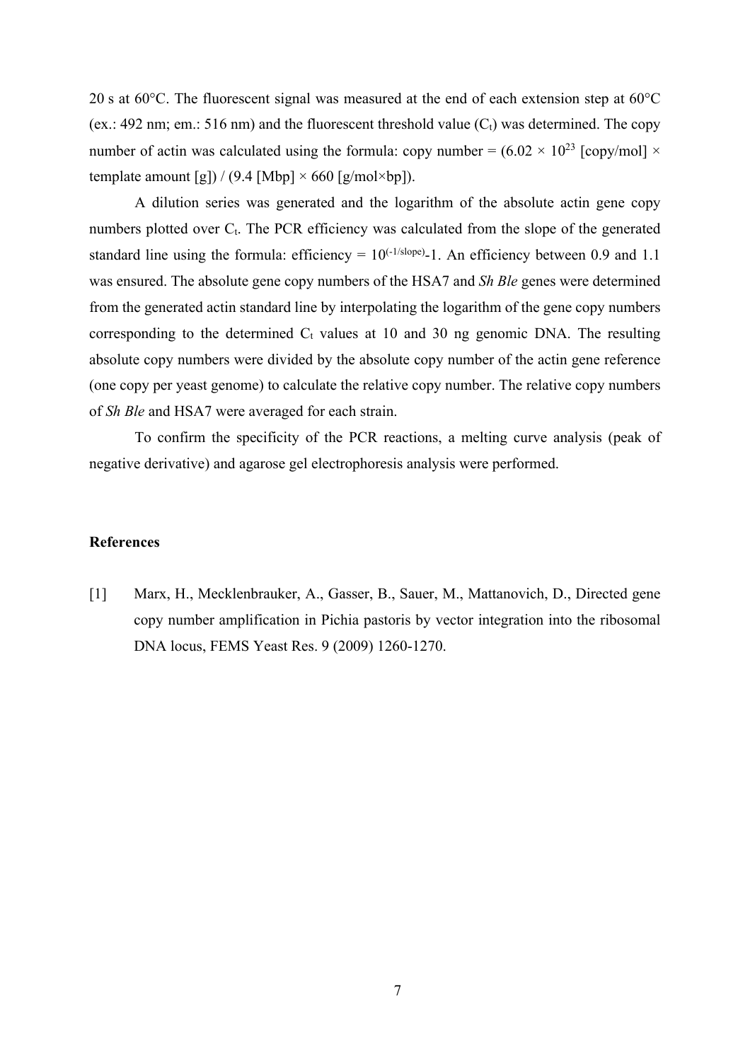20 s at 60°C. The fluorescent signal was measured at the end of each extension step at 60°C (ex.: 492 nm; em.: 516 nm) and the fluorescent threshold value ($C_t$) was determined. The copy number of actin was calculated using the formula: copy number = ($6.02 \times 10^{23}$ [copy/mol] × template amount [g]) / (9.4 [Mbp] × 660 [g/mol×bp]).

A dilution series was generated and the logarithm of the absolute actin gene copy numbers plotted over $C_t$. The PCR efficiency was calculated from the slope of the generated standard line using the formula: efficiency = $10^{(-1/\mathrm{slope})}$-1. An efficiency between 0.9 and 1.1 was ensured. The absolute gene copy numbers of the HSA7 and *Sh Ble* genes were determined from the generated actin standard line by interpolating the logarithm of the gene copy numbers corresponding to the determined $C_t$ values at 10 and 30 ng genomic DNA. The resulting absolute copy numbers were divided by the absolute copy number of the actin gene reference (one copy per yeast genome) to calculate the relative copy number. The relative copy numbers of *Sh Ble* and HSA7 were averaged for each strain.

To confirm the specificity of the PCR reactions, a melting curve analysis (peak of negative derivative) and agarose gel electrophoresis analysis were performed.

**References**

[1] Marx, H., Mecklenbrauker, A., Gasser, B., Sauer, M., Mattanovich, D., Directed gene copy number amplification in Pichia pastoris by vector integration into the ribosomal DNA locus, FEMS Yeast Res. 9 (2009) 1260-1270.